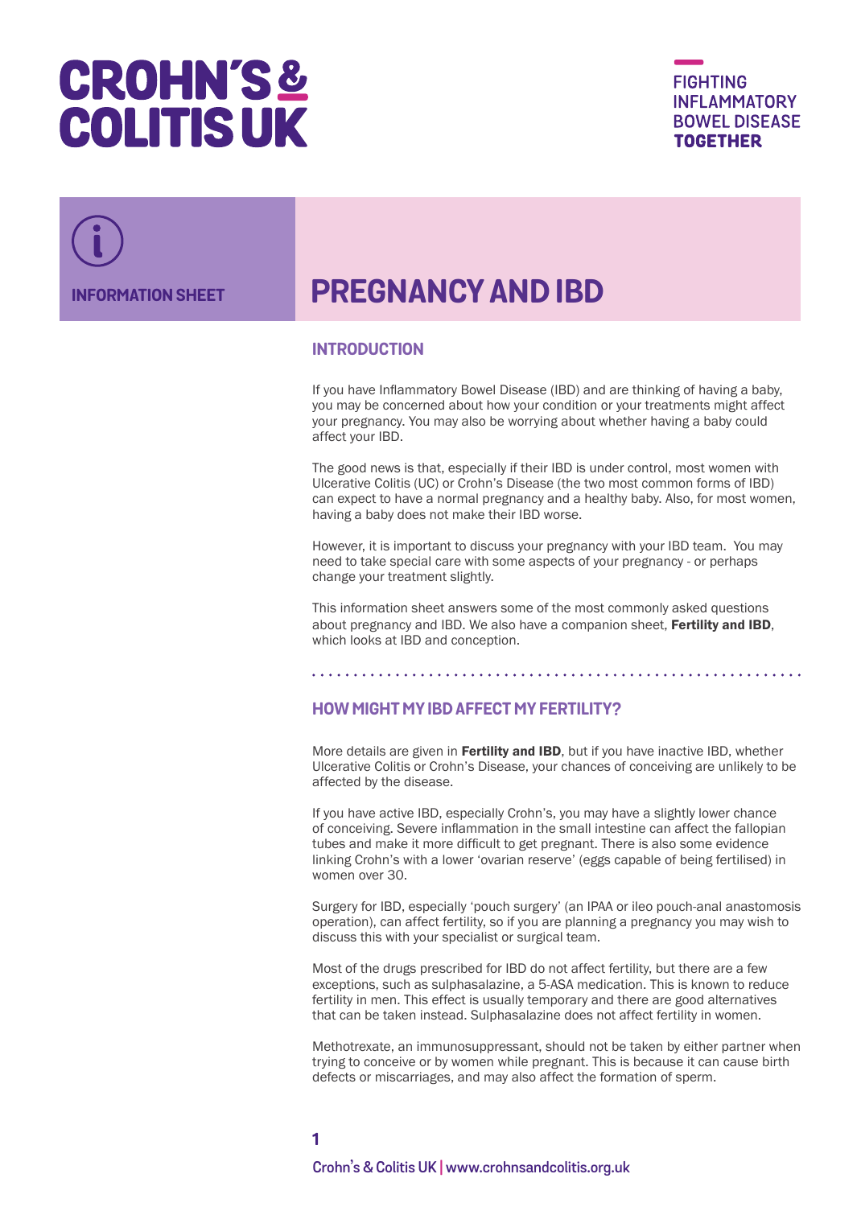# CROHN'S & COLITIS UK

FIGHTING INFLAMMATORY BOWEL DISEASE **TOGETHER**

INFORMATION SHEET

# PREGNANCY AND IBD

## INTRODUCTION

If you have Inflammatory Bowel Disease (IBD) and are thinking of having a baby, you may be concerned about how your condition or your treatments might affect your pregnancy. You may also be worrying about whether having a baby could affect your IBD.

The good news is that, especially if their IBD is under control, most women with Ulcerative Colitis (UC) or Crohn's Disease (the two most common forms of IBD) can expect to have a normal pregnancy and a healthy baby. Also, for most women, having a baby does not make their IBD worse.

However, it is important to discuss your pregnancy with your IBD team. You may need to take special care with some aspects of your pregnancy - or perhaps change your treatment slightly.

This information sheet answers some of the most commonly asked questions about pregnancy and IBD. We also have a companion sheet, **Fertility and IBD**, which looks at IBD and conception.

## HOW MIGHT MY IBD AFFECT MY FERTILITY?

More details are given in **Fertility and IBD**, but if you have inactive IBD, whether Ulcerative Colitis or Crohn's Disease, your chances of conceiving are unlikely to be affected by the disease.

If you have active IBD, especially Crohn's, you may have a slightly lower chance of conceiving. Severe inflammation in the small intestine can affect the fallopian tubes and make it more difficult to get pregnant. There is also some evidence linking Crohn's with a lower 'ovarian reserve' (eggs capable of being fertilised) in women over 30.

Surgery for IBD, especially 'pouch surgery' (an IPAA or ileo pouch-anal anastomosis operation), can affect fertility, so if you are planning a pregnancy you may wish to discuss this with your specialist or surgical team.

Most of the drugs prescribed for IBD do not affect fertility, but there are a few exceptions, such as sulphasalazine, a 5-ASA medication. This is known to reduce fertility in men. This effect is usually temporary and there are good alternatives that can be taken instead. Sulphasalazine does not affect fertility in women.

Methotrexate, an immunosuppressant, should not be taken by either partner when trying to conceive or by women while pregnant. This is because it can cause birth defects or miscarriages, and may also affect the formation of sperm.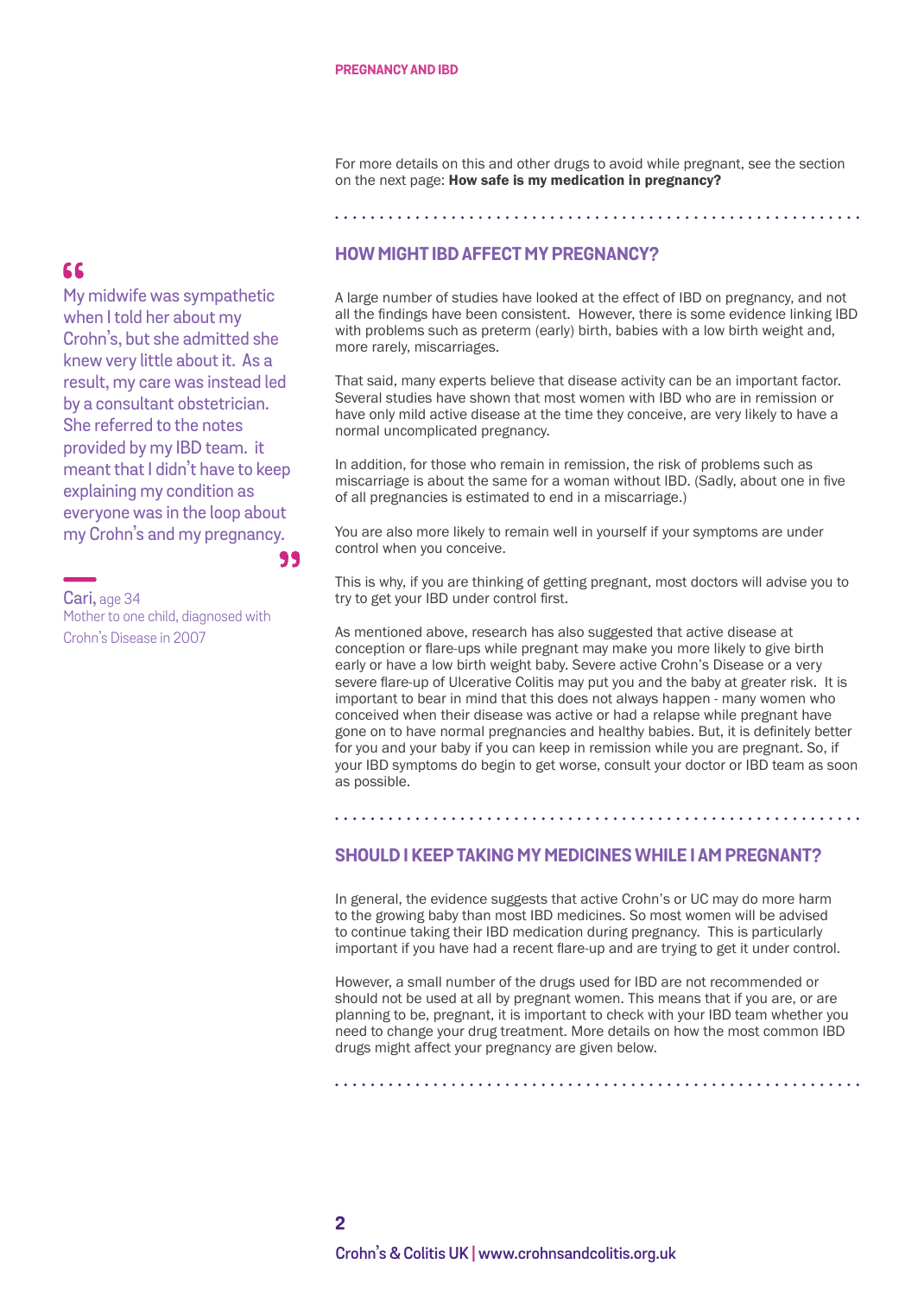For more details on this and other drugs to avoid while pregnant, see the section on the next page: **How safe is my medication in pregnancy?**

> "My midwife was sympathetic when I told her about my Crohn's, but she admitted she knew very little about it. As a result, my care was instead led by a consultant obstetrician. She referred to the notes provided by my IBD team. it meant that I didn't have to keep explaining my condition as everyone was in the loop about my Crohn's and my pregnancy."
>
> **Cari,** age 34
> Mother to one child, diagnosed with Crohn's Disease in 2007

## HOW MIGHT IBD AFFECT MY PREGNANCY?

A large number of studies have looked at the effect of IBD on pregnancy, and not all the findings have been consistent. However, there is some evidence linking IBD with problems such as preterm (early) birth, babies with a low birth weight and, more rarely, miscarriages.

That said, many experts believe that disease activity can be an important factor. Several studies have shown that most women with IBD who are in remission or have only mild active disease at the time they conceive, are very likely to have a normal uncomplicated pregnancy.

In addition, for those who remain in remission, the risk of problems such as miscarriage is about the same for a woman without IBD. (Sadly, about one in five of all pregnancies is estimated to end in a miscarriage.)

You are also more likely to remain well in yourself if your symptoms are under control when you conceive.

This is why, if you are thinking of getting pregnant, most doctors will advise you to try to get your IBD under control first.

As mentioned above, research has also suggested that active disease at conception or flare-ups while pregnant may make you more likely to give birth early or have a low birth weight baby. Severe active Crohn's Disease or a very severe flare-up of Ulcerative Colitis may put you and the baby at greater risk. It is important to bear in mind that this does not always happen - many women who conceived when their disease was active or had a relapse while pregnant have gone on to have normal pregnancies and healthy babies. But, it is definitely better for you and your baby if you can keep in remission while you are pregnant. So, if your IBD symptoms do begin to get worse, consult your doctor or IBD team as soon as possible.

## SHOULD I KEEP TAKING MY MEDICINES WHILE I AM PREGNANT?

In general, the evidence suggests that active Crohn's or UC may do more harm to the growing baby than most IBD medicines. So most women will be advised to continue taking their IBD medication during pregnancy. This is particularly important if you have had a recent flare-up and are trying to get it under control.

However, a small number of the drugs used for IBD are not recommended or should not be used at all by pregnant women. This means that if you are, or are planning to be, pregnant, it is important to check with your IBD team whether you need to change your drug treatment. More details on how the most common IBD drugs might affect your pregnancy are given below.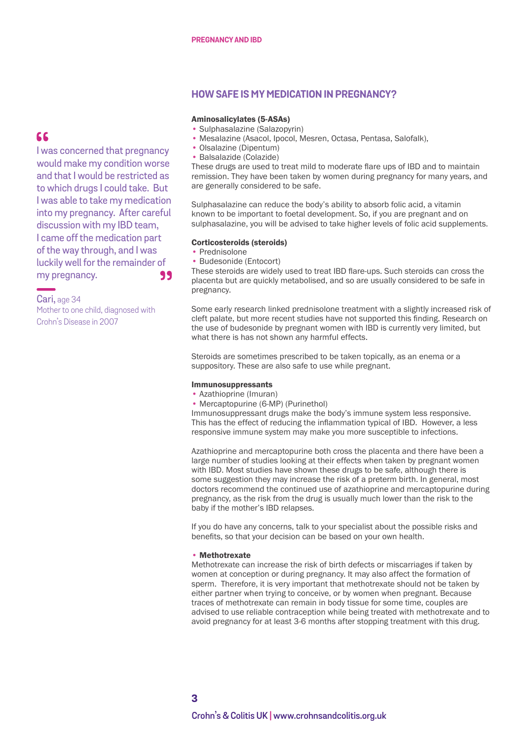## HOW SAFE IS MY MEDICATION IN PREGNANCY?

> "I was concerned that pregnancy would make my condition worse and that I would be restricted as to which drugs I could take. But I was able to take my medication into my pregnancy. After careful discussion with my IBD team, I came off the medication part of the way through, and I was luckily well for the remainder of my pregnancy."
>
> Cari, age 34
> Mother to one child, diagnosed with Crohn's Disease in 2007

**Aminosalicylates (5-ASAs)**

- Sulphasalazine (Salazopyrin)
- Mesalazine (Asacol, Ipocol, Mesren, Octasa, Pentasa, Salofalk),
- Olsalazine (Dipentum)
- Balsalazide (Colazide)

These drugs are used to treat mild to moderate flare ups of IBD and to maintain remission. They have been taken by women during pregnancy for many years, and are generally considered to be safe.

Sulphasalazine can reduce the body's ability to absorb folic acid, a vitamin known to be important to foetal development. So, if you are pregnant and on sulphasalazine, you will be advised to take higher levels of folic acid supplements.

**Corticosteroids (steroids)**

- Prednisolone
- Budesonide (Entocort)

These steroids are widely used to treat IBD flare-ups. Such steroids can cross the placenta but are quickly metabolised, and so are usually considered to be safe in pregnancy.

Some early research linked prednisolone treatment with a slightly increased risk of cleft palate, but more recent studies have not supported this finding. Research on the use of budesonide by pregnant women with IBD is currently very limited, but what there is has not shown any harmful effects.

Steroids are sometimes prescribed to be taken topically, as an enema or a suppository. These are also safe to use while pregnant.

**Immunosuppressants**

- Azathioprine (Imuran)
- Mercaptopurine (6-MP) (Purinethol)

Immunosuppressant drugs make the body's immune system less responsive. This has the effect of reducing the inflammation typical of IBD. However, a less responsive immune system may make you more susceptible to infections.

Azathioprine and mercaptopurine both cross the placenta and there have been a large number of studies looking at their effects when taken by pregnant women with IBD. Most studies have shown these drugs to be safe, although there is some suggestion they may increase the risk of a preterm birth. In general, most doctors recommend the continued use of azathioprine and mercaptopurine during pregnancy, as the risk from the drug is usually much lower than the risk to the baby if the mother's IBD relapses.

If you do have any concerns, talk to your specialist about the possible risks and benefits, so that your decision can be based on your own health.

- **Methotrexate**

Methotrexate can increase the risk of birth defects or miscarriages if taken by women at conception or during pregnancy. It may also affect the formation of sperm. Therefore, it is very important that methotrexate should not be taken by either partner when trying to conceive, or by women when pregnant. Because traces of methotrexate can remain in body tissue for some time, couples are advised to use reliable contraception while being treated with methotrexate and to avoid pregnancy for at least 3-6 months after stopping treatment with this drug.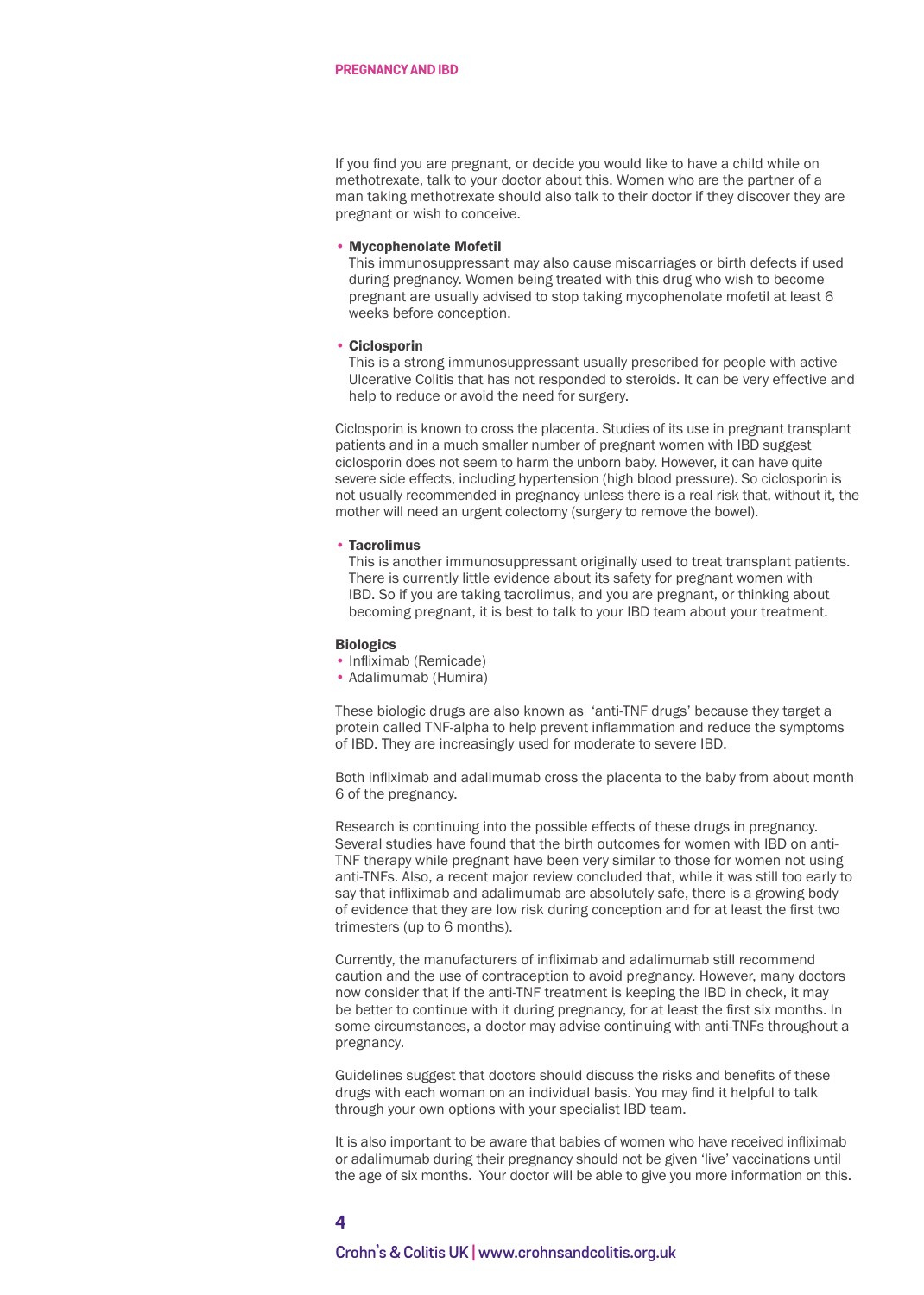If you find you are pregnant, or decide you would like to have a child while on methotrexate, talk to your doctor about this. Women who are the partner of a man taking methotrexate should also talk to their doctor if they discover they are pregnant or wish to conceive.

- **Mycophenolate Mofetil**
  This immunosuppressant may also cause miscarriages or birth defects if used during pregnancy. Women being treated with this drug who wish to become pregnant are usually advised to stop taking mycophenolate mofetil at least 6 weeks before conception.

- **Ciclosporin**
  This is a strong immunosuppressant usually prescribed for people with active Ulcerative Colitis that has not responded to steroids. It can be very effective and help to reduce or avoid the need for surgery.

Ciclosporin is known to cross the placenta. Studies of its use in pregnant transplant patients and in a much smaller number of pregnant women with IBD suggest ciclosporin does not seem to harm the unborn baby. However, it can have quite severe side effects, including hypertension (high blood pressure). So ciclosporin is not usually recommended in pregnancy unless there is a real risk that, without it, the mother will need an urgent colectomy (surgery to remove the bowel).

- **Tacrolimus**
  This is another immunosuppressant originally used to treat transplant patients. There is currently little evidence about its safety for pregnant women with IBD. So if you are taking tacrolimus, and you are pregnant, or thinking about becoming pregnant, it is best to talk to your IBD team about your treatment.

**Biologics**

- Infliximab (Remicade)
- Adalimumab (Humira)

These biologic drugs are also known as 'anti-TNF drugs' because they target a protein called TNF-alpha to help prevent inflammation and reduce the symptoms of IBD. They are increasingly used for moderate to severe IBD.

Both infliximab and adalimumab cross the placenta to the baby from about month 6 of the pregnancy.

Research is continuing into the possible effects of these drugs in pregnancy. Several studies have found that the birth outcomes for women with IBD on anti-TNF therapy while pregnant have been very similar to those for women not using anti-TNFs. Also, a recent major review concluded that, while it was still too early to say that infliximab and adalimumab are absolutely safe, there is a growing body of evidence that they are low risk during conception and for at least the first two trimesters (up to 6 months).

Currently, the manufacturers of infliximab and adalimumab still recommend caution and the use of contraception to avoid pregnancy. However, many doctors now consider that if the anti-TNF treatment is keeping the IBD in check, it may be better to continue with it during pregnancy, for at least the first six months. In some circumstances, a doctor may advise continuing with anti-TNFs throughout a pregnancy.

Guidelines suggest that doctors should discuss the risks and benefits of these drugs with each woman on an individual basis. You may find it helpful to talk through your own options with your specialist IBD team.

It is also important to be aware that babies of women who have received infliximab or adalimumab during their pregnancy should not be given 'live' vaccinations until the age of six months. Your doctor will be able to give you more information on this.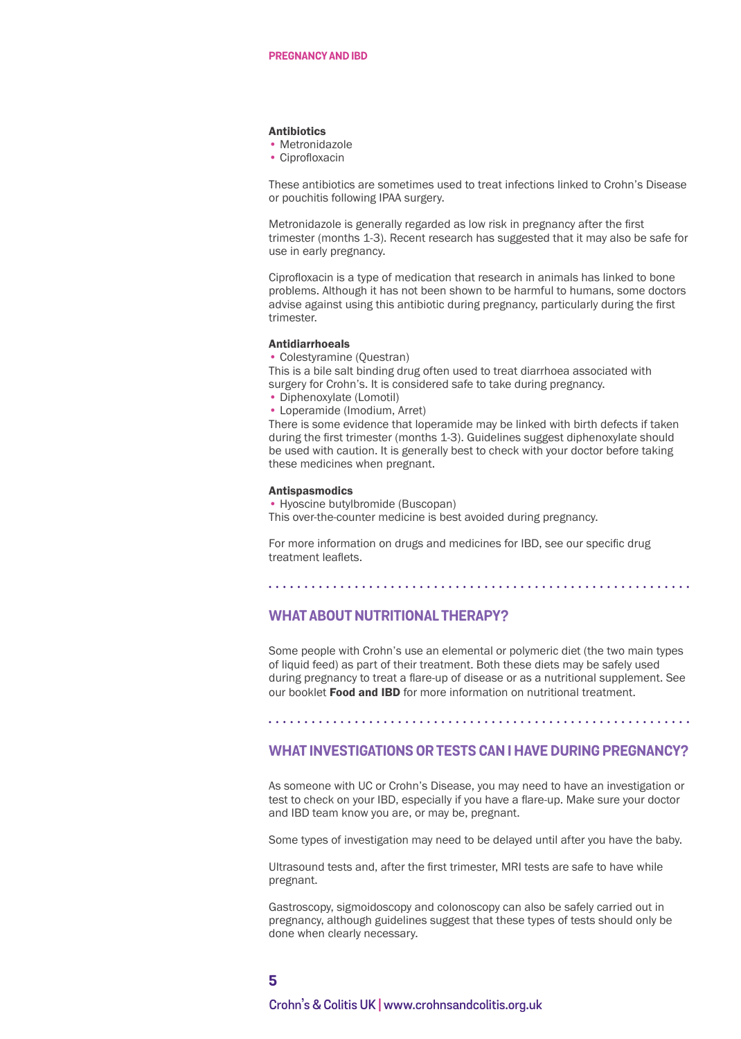**Antibiotics**

- Metronidazole
- Ciprofloxacin

These antibiotics are sometimes used to treat infections linked to Crohn's Disease or pouchitis following IPAA surgery.

Metronidazole is generally regarded as low risk in pregnancy after the first trimester (months 1-3). Recent research has suggested that it may also be safe for use in early pregnancy.

Ciprofloxacin is a type of medication that research in animals has linked to bone problems. Although it has not been shown to be harmful to humans, some doctors advise against using this antibiotic during pregnancy, particularly during the first trimester.

**Antidiarrhoeals**

- Colestyramine (Questran)

This is a bile salt binding drug often used to treat diarrhoea associated with surgery for Crohn's. It is considered safe to take during pregnancy.

- Diphenoxylate (Lomotil)
- Loperamide (Imodium, Arret)

There is some evidence that loperamide may be linked with birth defects if taken during the first trimester (months 1-3). Guidelines suggest diphenoxylate should be used with caution. It is generally best to check with your doctor before taking these medicines when pregnant.

**Antispasmodics**

- Hyoscine butylbromide (Buscopan)

This over-the-counter medicine is best avoided during pregnancy.

For more information on drugs and medicines for IBD, see our specific drug treatment leaflets.

## WHAT ABOUT NUTRITIONAL THERAPY?

Some people with Crohn's use an elemental or polymeric diet (the two main types of liquid feed) as part of their treatment. Both these diets may be safely used during pregnancy to treat a flare-up of disease or as a nutritional supplement. See our booklet **Food and IBD** for more information on nutritional treatment.

## WHAT INVESTIGATIONS OR TESTS CAN I HAVE DURING PREGNANCY?

As someone with UC or Crohn's Disease, you may need to have an investigation or test to check on your IBD, especially if you have a flare-up. Make sure your doctor and IBD team know you are, or may be, pregnant.

Some types of investigation may need to be delayed until after you have the baby.

Ultrasound tests and, after the first trimester, MRI tests are safe to have while pregnant.

Gastroscopy, sigmoidoscopy and colonoscopy can also be safely carried out in pregnancy, although guidelines suggest that these types of tests should only be done when clearly necessary.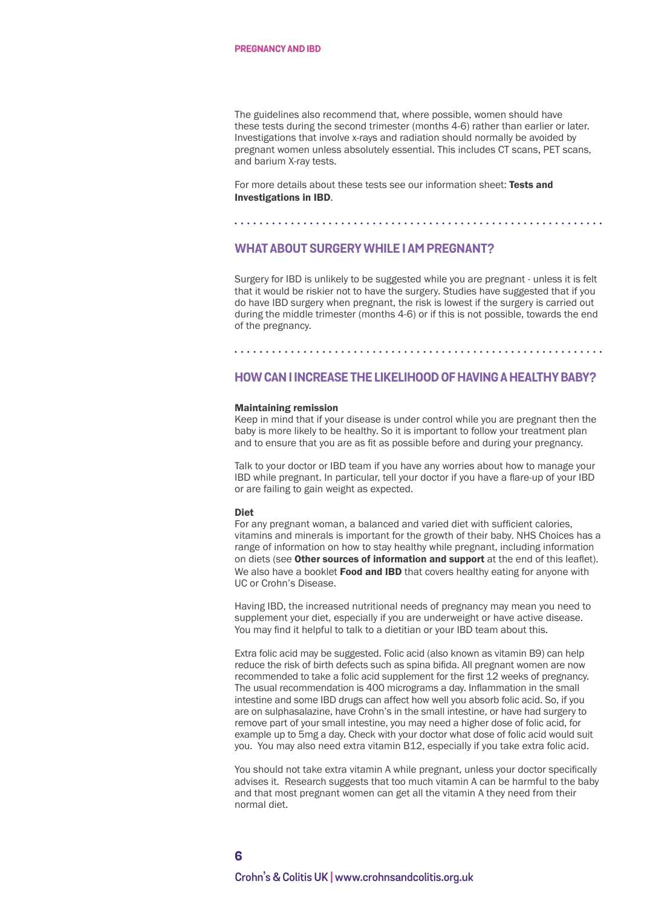The guidelines also recommend that, where possible, women should have these tests during the second trimester (months 4-6) rather than earlier or later. Investigations that involve x-rays and radiation should normally be avoided by pregnant women unless absolutely essential. This includes CT scans, PET scans, and barium X-ray tests.

For more details about these tests see our information sheet: **Tests and Investigations in IBD**.

## WHAT ABOUT SURGERY WHILE I AM PREGNANT?

Surgery for IBD is unlikely to be suggested while you are pregnant - unless it is felt that it would be riskier not to have the surgery. Studies have suggested that if you do have IBD surgery when pregnant, the risk is lowest if the surgery is carried out during the middle trimester (months 4-6) or if this is not possible, towards the end of the pregnancy.

## HOW CAN I INCREASE THE LIKELIHOOD OF HAVING A HEALTHY BABY?

### Maintaining remission

Keep in mind that if your disease is under control while you are pregnant then the baby is more likely to be healthy. So it is important to follow your treatment plan and to ensure that you are as fit as possible before and during your pregnancy.

Talk to your doctor or IBD team if you have any worries about how to manage your IBD while pregnant. In particular, tell your doctor if you have a flare-up of your IBD or are failing to gain weight as expected.

### Diet

For any pregnant woman, a balanced and varied diet with sufficient calories, vitamins and minerals is important for the growth of their baby. NHS Choices has a range of information on how to stay healthy while pregnant, including information on diets (see **Other sources of information and support** at the end of this leaflet). We also have a booklet **Food and IBD** that covers healthy eating for anyone with UC or Crohn's Disease.

Having IBD, the increased nutritional needs of pregnancy may mean you need to supplement your diet, especially if you are underweight or have active disease. You may find it helpful to talk to a dietitian or your IBD team about this.

Extra folic acid may be suggested. Folic acid (also known as vitamin B9) can help reduce the risk of birth defects such as spina bifida. All pregnant women are now recommended to take a folic acid supplement for the first 12 weeks of pregnancy. The usual recommendation is 400 micrograms a day. Inflammation in the small intestine and some IBD drugs can affect how well you absorb folic acid. So, if you are on sulphasalazine, have Crohn's in the small intestine, or have had surgery to remove part of your small intestine, you may need a higher dose of folic acid, for example up to 5mg a day. Check with your doctor what dose of folic acid would suit you. You may also need extra vitamin B12, especially if you take extra folic acid.

You should not take extra vitamin A while pregnant, unless your doctor specifically advises it. Research suggests that too much vitamin A can be harmful to the baby and that most pregnant women can get all the vitamin A they need from their normal diet.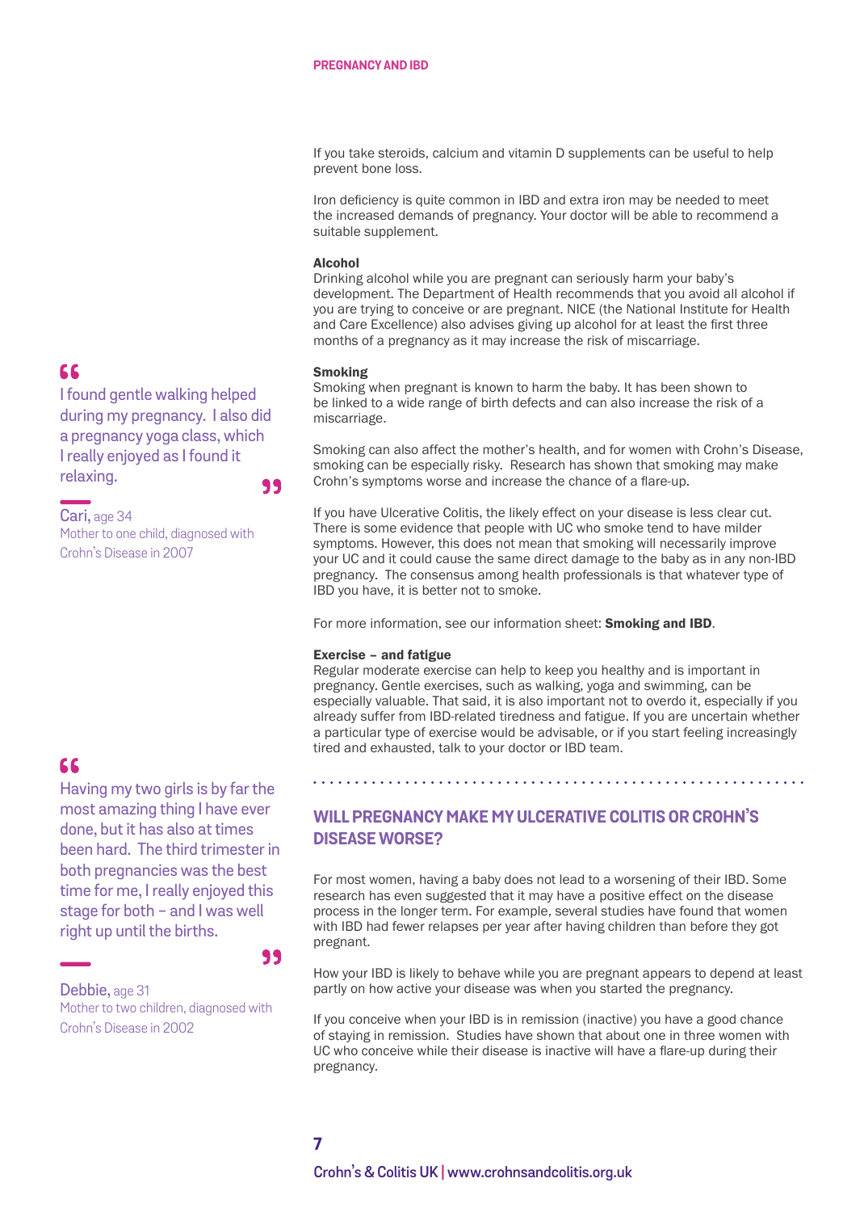If you take steroids, calcium and vitamin D supplements can be useful to help prevent bone loss.

Iron deficiency is quite common in IBD and extra iron may be needed to meet the increased demands of pregnancy. Your doctor will be able to recommend a suitable supplement.

**Alcohol**

Drinking alcohol while you are pregnant can seriously harm your baby's development. The Department of Health recommends that you avoid all alcohol if you are trying to conceive or are pregnant. NICE (the National Institute for Health and Care Excellence) also advises giving up alcohol for at least the first three months of a pregnancy as it may increase the risk of miscarriage.

> "I found gentle walking helped during my pregnancy. I also did a pregnancy yoga class, which I really enjoyed as I found it relaxing."
>
> **Cari,** age 34
> Mother to one child, diagnosed with Crohn's Disease in 2007

**Smoking**

Smoking when pregnant is known to harm the baby. It has been shown to be linked to a wide range of birth defects and can also increase the risk of a miscarriage.

Smoking can also affect the mother's health, and for women with Crohn's Disease, smoking can be especially risky. Research has shown that smoking may make Crohn's symptoms worse and increase the chance of a flare-up.

If you have Ulcerative Colitis, the likely effect on your disease is less clear cut. There is some evidence that people with UC who smoke tend to have milder symptoms. However, this does not mean that smoking will necessarily improve your UC and it could cause the same direct damage to the baby as in any non-IBD pregnancy. The consensus among health professionals is that whatever type of IBD you have, it is better not to smoke.

For more information, see our information sheet: **Smoking and IBD**.

**Exercise – and fatigue**

Regular moderate exercise can help to keep you healthy and is important in pregnancy. Gentle exercises, such as walking, yoga and swimming, can be especially valuable. That said, it is also important not to overdo it, especially if you already suffer from IBD-related tiredness and fatigue. If you are uncertain whether a particular type of exercise would be advisable, or if you start feeling increasingly tired and exhausted, talk to your doctor or IBD team.

> "Having my two girls is by far the most amazing thing I have ever done, but it has also at times been hard. The third trimester in both pregnancies was the best time for me, I really enjoyed this stage for both – and I was well right up until the births."
>
> **Debbie,** age 31
> Mother to two children, diagnosed with Crohn's Disease in 2002

## WILL PREGNANCY MAKE MY ULCERATIVE COLITIS OR CROHN'S DISEASE WORSE?

For most women, having a baby does not lead to a worsening of their IBD. Some research has even suggested that it may have a positive effect on the disease process in the longer term. For example, several studies have found that women with IBD had fewer relapses per year after having children than before they got pregnant.

How your IBD is likely to behave while you are pregnant appears to depend at least partly on how active your disease was when you started the pregnancy.

If you conceive when your IBD is in remission (inactive) you have a good chance of staying in remission. Studies have shown that about one in three women with UC who conceive while their disease is inactive will have a flare-up during their pregnancy.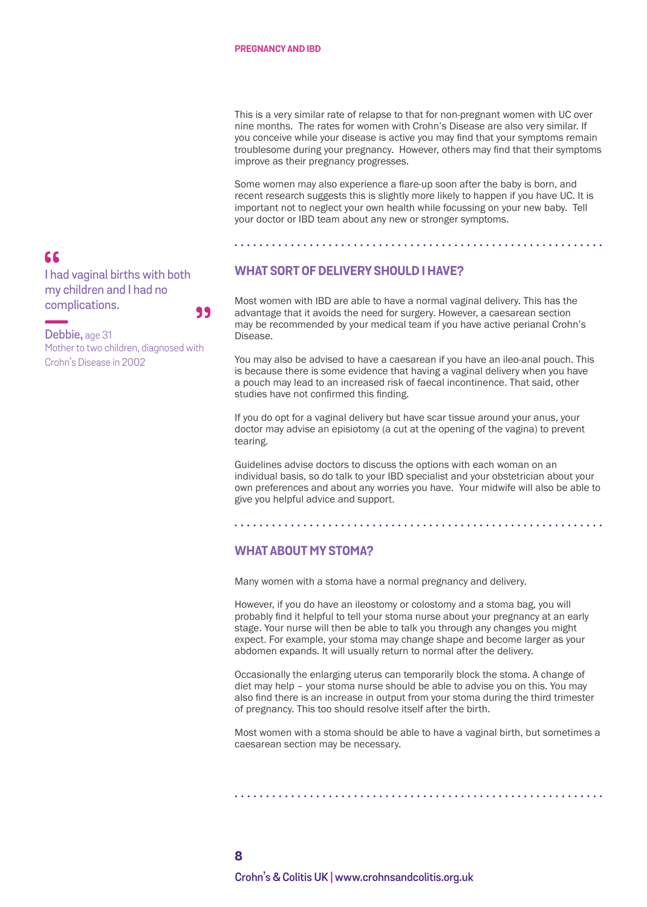This is a very similar rate of relapse to that for non-pregnant women with UC over nine months. The rates for women with Crohn's Disease are also very similar. If you conceive while your disease is active you may find that your symptoms remain troublesome during your pregnancy. However, others may find that their symptoms improve as their pregnancy progresses.

Some women may also experience a flare-up soon after the baby is born, and recent research suggests this is slightly more likely to happen if you have UC. It is important not to neglect your own health while focussing on your new baby. Tell your doctor or IBD team about any new or stronger symptoms.

> "I had vaginal births with both my children and I had no complications."
>
> **Debbie,** age 31
> Mother to two children, diagnosed with Crohn's Disease in 2002

## WHAT SORT OF DELIVERY SHOULD I HAVE?

Most women with IBD are able to have a normal vaginal delivery. This has the advantage that it avoids the need for surgery. However, a caesarean section may be recommended by your medical team if you have active perianal Crohn's Disease.

You may also be advised to have a caesarean if you have an ileo-anal pouch. This is because there is some evidence that having a vaginal delivery when you have a pouch may lead to an increased risk of faecal incontinence. That said, other studies have not confirmed this finding.

If you do opt for a vaginal delivery but have scar tissue around your anus, your doctor may advise an episiotomy (a cut at the opening of the vagina) to prevent tearing.

Guidelines advise doctors to discuss the options with each woman on an individual basis, so do talk to your IBD specialist and your obstetrician about your own preferences and about any worries you have. Your midwife will also be able to give you helpful advice and support.

## WHAT ABOUT MY STOMA?

Many women with a stoma have a normal pregnancy and delivery.

However, if you do have an ileostomy or colostomy and a stoma bag, you will probably find it helpful to tell your stoma nurse about your pregnancy at an early stage. Your nurse will then be able to talk you through any changes you might expect. For example, your stoma may change shape and become larger as your abdomen expands. It will usually return to normal after the delivery.

Occasionally the enlarging uterus can temporarily block the stoma. A change of diet may help – your stoma nurse should be able to advise you on this. You may also find there is an increase in output from your stoma during the third trimester of pregnancy. This too should resolve itself after the birth.

Most women with a stoma should be able to have a vaginal birth, but sometimes a caesarean section may be necessary.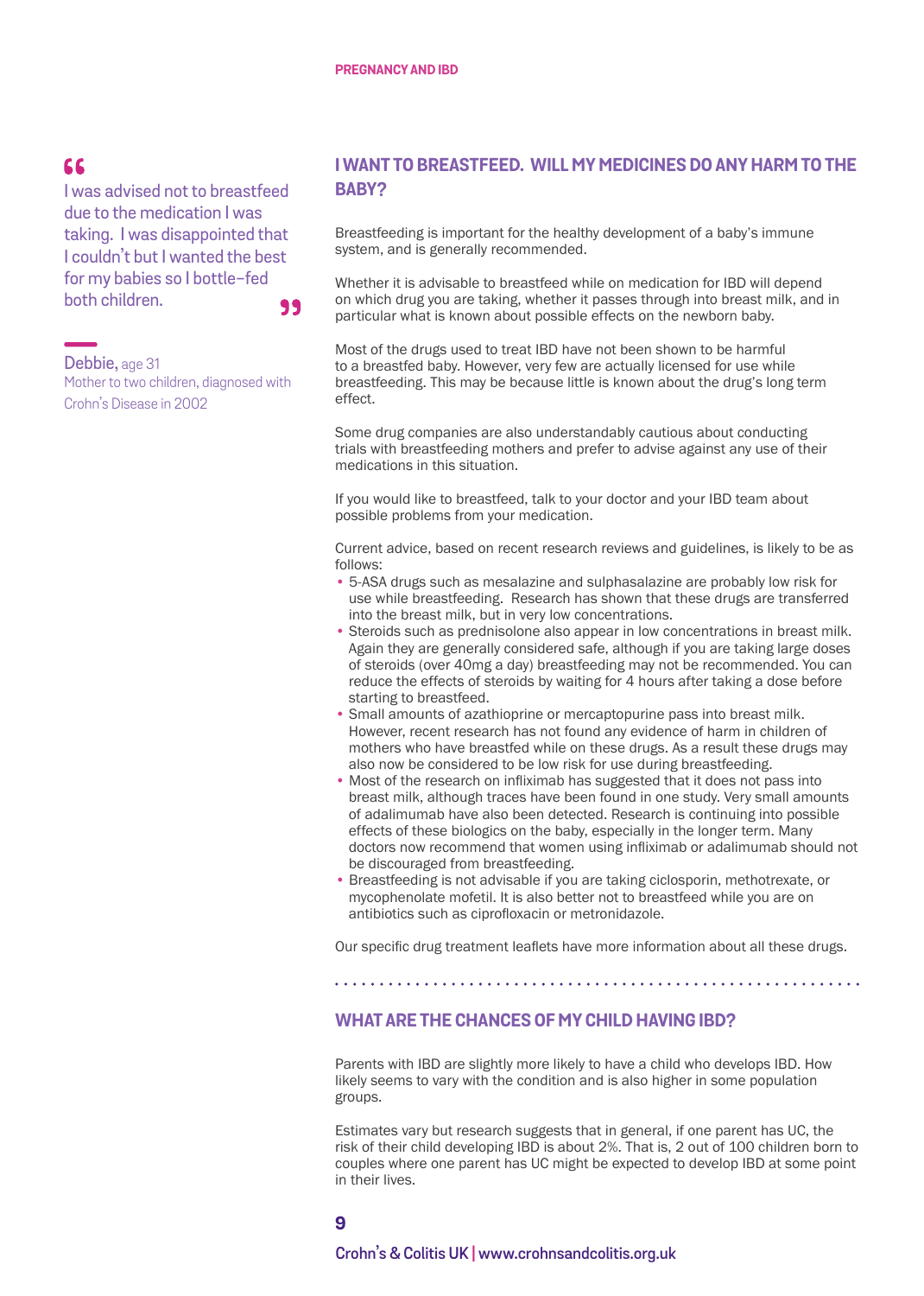> I was advised not to breastfeed due to the medication I was taking. I was disappointed that I couldn't but I wanted the best for my babies so I bottle–fed both children.

**Debbie,** age 31
Mother to two children, diagnosed with Crohn's Disease in 2002

## I WANT TO BREASTFEED. WILL MY MEDICINES DO ANY HARM TO THE BABY?

Breastfeeding is important for the healthy development of a baby's immune system, and is generally recommended.

Whether it is advisable to breastfeed while on medication for IBD will depend on which drug you are taking, whether it passes through into breast milk, and in particular what is known about possible effects on the newborn baby.

Most of the drugs used to treat IBD have not been shown to be harmful to a breastfed baby. However, very few are actually licensed for use while breastfeeding. This may be because little is known about the drug's long term effect.

Some drug companies are also understandably cautious about conducting trials with breastfeeding mothers and prefer to advise against any use of their medications in this situation.

If you would like to breastfeed, talk to your doctor and your IBD team about possible problems from your medication.

Current advice, based on recent research reviews and guidelines, is likely to be as follows:

- 5-ASA drugs such as mesalazine and sulphasalazine are probably low risk for use while breastfeeding. Research has shown that these drugs are transferred into the breast milk, but in very low concentrations.
- Steroids such as prednisolone also appear in low concentrations in breast milk. Again they are generally considered safe, although if you are taking large doses of steroids (over 40mg a day) breastfeeding may not be recommended. You can reduce the effects of steroids by waiting for 4 hours after taking a dose before starting to breastfeed.
- Small amounts of azathioprine or mercaptopurine pass into breast milk. However, recent research has not found any evidence of harm in children of mothers who have breastfed while on these drugs. As a result these drugs may also now be considered to be low risk for use during breastfeeding.
- Most of the research on infliximab has suggested that it does not pass into breast milk, although traces have been found in one study. Very small amounts of adalimumab have also been detected. Research is continuing into possible effects of these biologics on the baby, especially in the longer term. Many doctors now recommend that women using infliximab or adalimumab should not be discouraged from breastfeeding.
- Breastfeeding is not advisable if you are taking ciclosporin, methotrexate, or mycophenolate mofetil. It is also better not to breastfeed while you are on antibiotics such as ciprofloxacin or metronidazole.

Our specific drug treatment leaflets have more information about all these drugs.

## WHAT ARE THE CHANCES OF MY CHILD HAVING IBD?

Parents with IBD are slightly more likely to have a child who develops IBD. How likely seems to vary with the condition and is also higher in some population groups.

Estimates vary but research suggests that in general, if one parent has UC, the risk of their child developing IBD is about 2%. That is, 2 out of 100 children born to couples where one parent has UC might be expected to develop IBD at some point in their lives.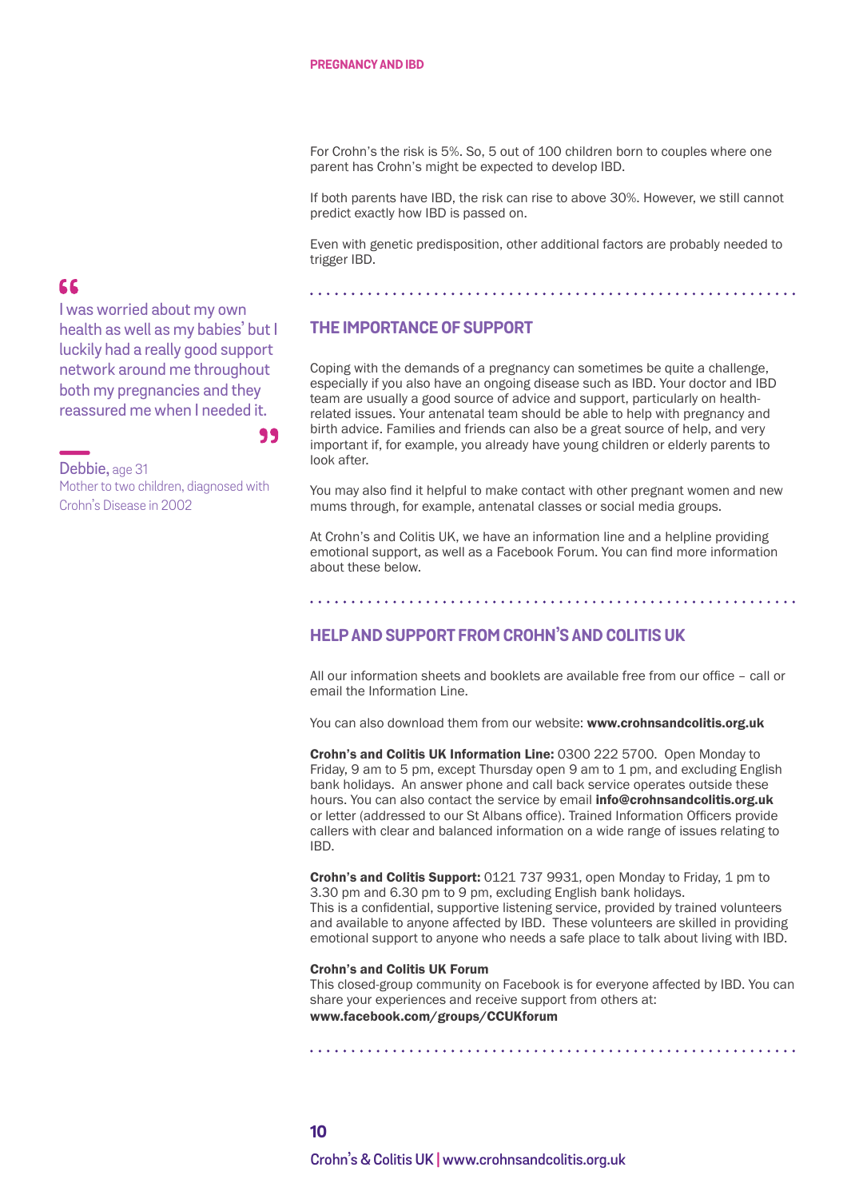For Crohn's the risk is 5%. So, 5 out of 100 children born to couples where one parent has Crohn's might be expected to develop IBD.

If both parents have IBD, the risk can rise to above 30%. However, we still cannot predict exactly how IBD is passed on.

Even with genetic predisposition, other additional factors are probably needed to trigger IBD.

> "I was worried about my own health as well as my babies' but I luckily had a really good support network around me throughout both my pregnancies and they reassured me when I needed it."
>
> **Debbie,** age 31
> Mother to two children, diagnosed with Crohn's Disease in 2002

## THE IMPORTANCE OF SUPPORT

Coping with the demands of a pregnancy can sometimes be quite a challenge, especially if you also have an ongoing disease such as IBD. Your doctor and IBD team are usually a good source of advice and support, particularly on health-related issues. Your antenatal team should be able to help with pregnancy and birth advice. Families and friends can also be a great source of help, and very important if, for example, you already have young children or elderly parents to look after.

You may also find it helpful to make contact with other pregnant women and new mums through, for example, antenatal classes or social media groups.

At Crohn's and Colitis UK, we have an information line and a helpline providing emotional support, as well as a Facebook Forum. You can find more information about these below.

## HELP AND SUPPORT FROM CROHN'S AND COLITIS UK

All our information sheets and booklets are available free from our office – call or email the Information Line.

You can also download them from our website: **www.crohnsandcolitis.org.uk**

**Crohn's and Colitis UK Information Line:** 0300 222 5700. Open Monday to Friday, 9 am to 5 pm, except Thursday open 9 am to 1 pm, and excluding English bank holidays. An answer phone and call back service operates outside these hours. You can also contact the service by email **info@crohnsandcolitis.org.uk** or letter (addressed to our St Albans office). Trained Information Officers provide callers with clear and balanced information on a wide range of issues relating to IBD.

**Crohn's and Colitis Support:** 0121 737 9931, open Monday to Friday, 1 pm to 3.30 pm and 6.30 pm to 9 pm, excluding English bank holidays.
This is a confidential, supportive listening service, provided by trained volunteers and available to anyone affected by IBD. These volunteers are skilled in providing emotional support to anyone who needs a safe place to talk about living with IBD.

**Crohn's and Colitis UK Forum**
This closed-group community on Facebook is for everyone affected by IBD. You can share your experiences and receive support from others at:
**www.facebook.com/groups/CCUKforum**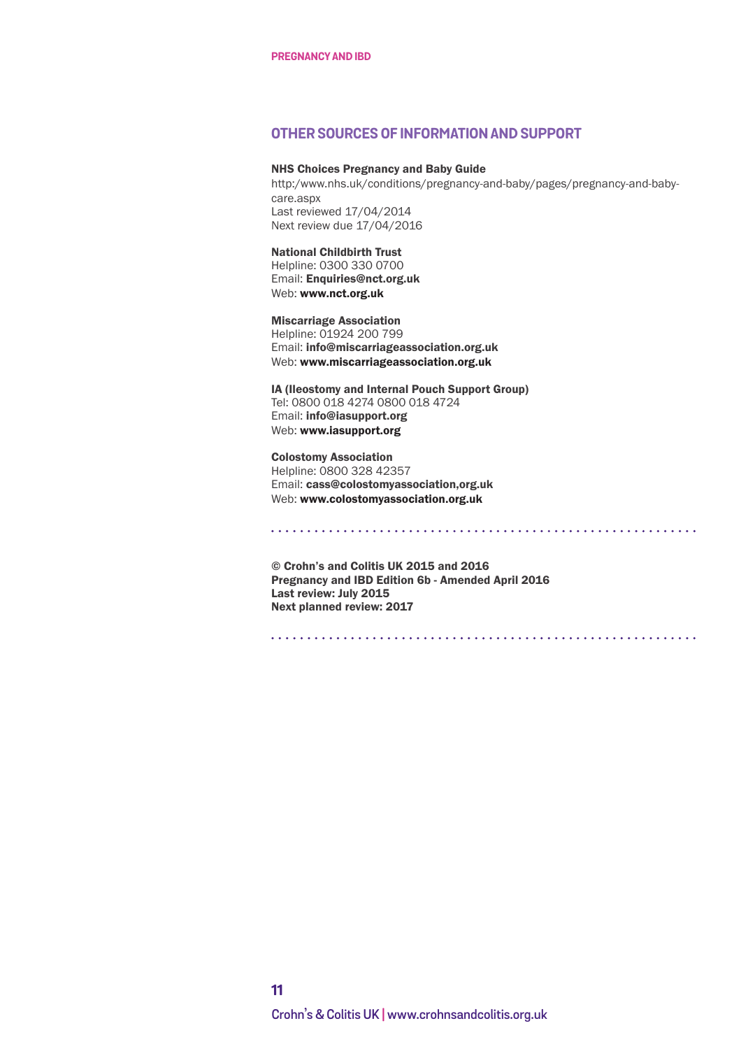## OTHER SOURCES OF INFORMATION AND SUPPORT

**NHS Choices Pregnancy and Baby Guide**
http:/www.nhs.uk/conditions/pregnancy-and-baby/pages/pregnancy-and-baby-care.aspx
Last reviewed 17/04/2014
Next review due 17/04/2016

**National Childbirth Trust**
Helpline: 0300 330 0700
Email: **Enquiries@nct.org.uk**
Web: **www.nct.org.uk**

**Miscarriage Association**
Helpline: 01924 200 799
Email: **info@miscarriageassociation.org.uk**
Web: **www.miscarriageassociation.org.uk**

**IA (Ileostomy and Internal Pouch Support Group)**
Tel: 0800 018 4274 0800 018 4724
Email: **info@iasupport.org**
Web: **www.iasupport.org**

**Colostomy Association**
Helpline: 0800 328 42357
Email: **cass@colostomyassociation,org.uk**
Web: **www.colostomyassociation.org.uk**

---

**© Crohn's and Colitis UK 2015 and 2016**
**Pregnancy and IBD Edition 6b - Amended April 2016**
**Last review: July 2015**
**Next planned review: 2017**

---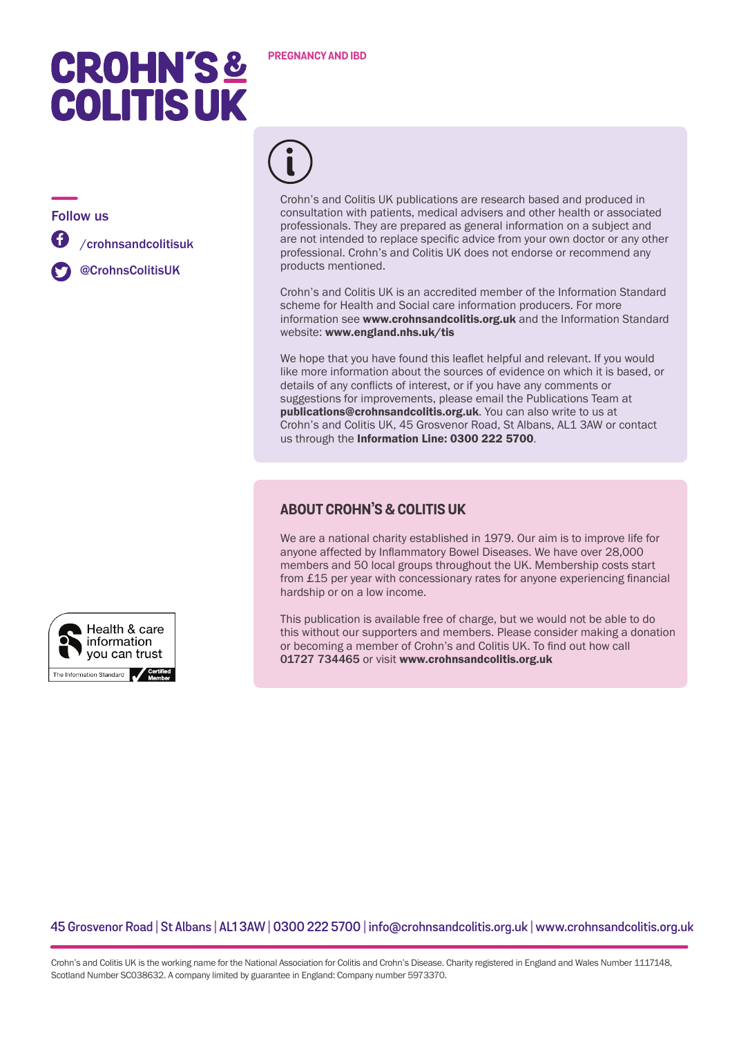# CROHN'S & COLITIS UK

PREGNANCY AND IBD

Follow us

/crohnsandcolitisuk

@CrohnsColitisUK

Crohn's and Colitis UK publications are research based and produced in consultation with patients, medical advisers and other health or associated professionals. They are prepared as general information on a subject and are not intended to replace specific advice from your own doctor or any other professional. Crohn's and Colitis UK does not endorse or recommend any products mentioned.

Crohn's and Colitis UK is an accredited member of the Information Standard scheme for Health and Social care information producers. For more information see **www.crohnsandcolitis.org.uk** and the Information Standard website: **www.england.nhs.uk/tis**

We hope that you have found this leaflet helpful and relevant. If you would like more information about the sources of evidence on which it is based, or details of any conflicts of interest, or if you have any comments or suggestions for improvements, please email the Publications Team at **publications@crohnsandcolitis.org.uk**. You can also write to us at Crohn's and Colitis UK, 45 Grosvenor Road, St Albans, AL1 3AW or contact us through the **Information Line: 0300 222 5700**.

## ABOUT CROHN'S & COLITIS UK

We are a national charity established in 1979. Our aim is to improve life for anyone affected by Inflammatory Bowel Diseases. We have over 28,000 members and 50 local groups throughout the UK. Membership costs start from £15 per year with concessionary rates for anyone experiencing financial hardship or on a low income.

This publication is available free of charge, but we would not be able to do this without our supporters and members. Please consider making a donation or becoming a member of Crohn's and Colitis UK. To find out how call **01727 734465** or visit **www.crohnsandcolitis.org.uk**

Health & care information you can trust

The Information Standard — Certified Member

45 Grosvenor Road | St Albans | AL1 3AW | 0300 222 5700 | info@crohnsandcolitis.org.uk | www.crohnsandcolitis.org.uk

Crohn's and Colitis UK is the working name for the National Association for Colitis and Crohn's Disease. Charity registered in England and Wales Number 1117148, Scotland Number SC038632. A company limited by guarantee in England: Company number 5973370.